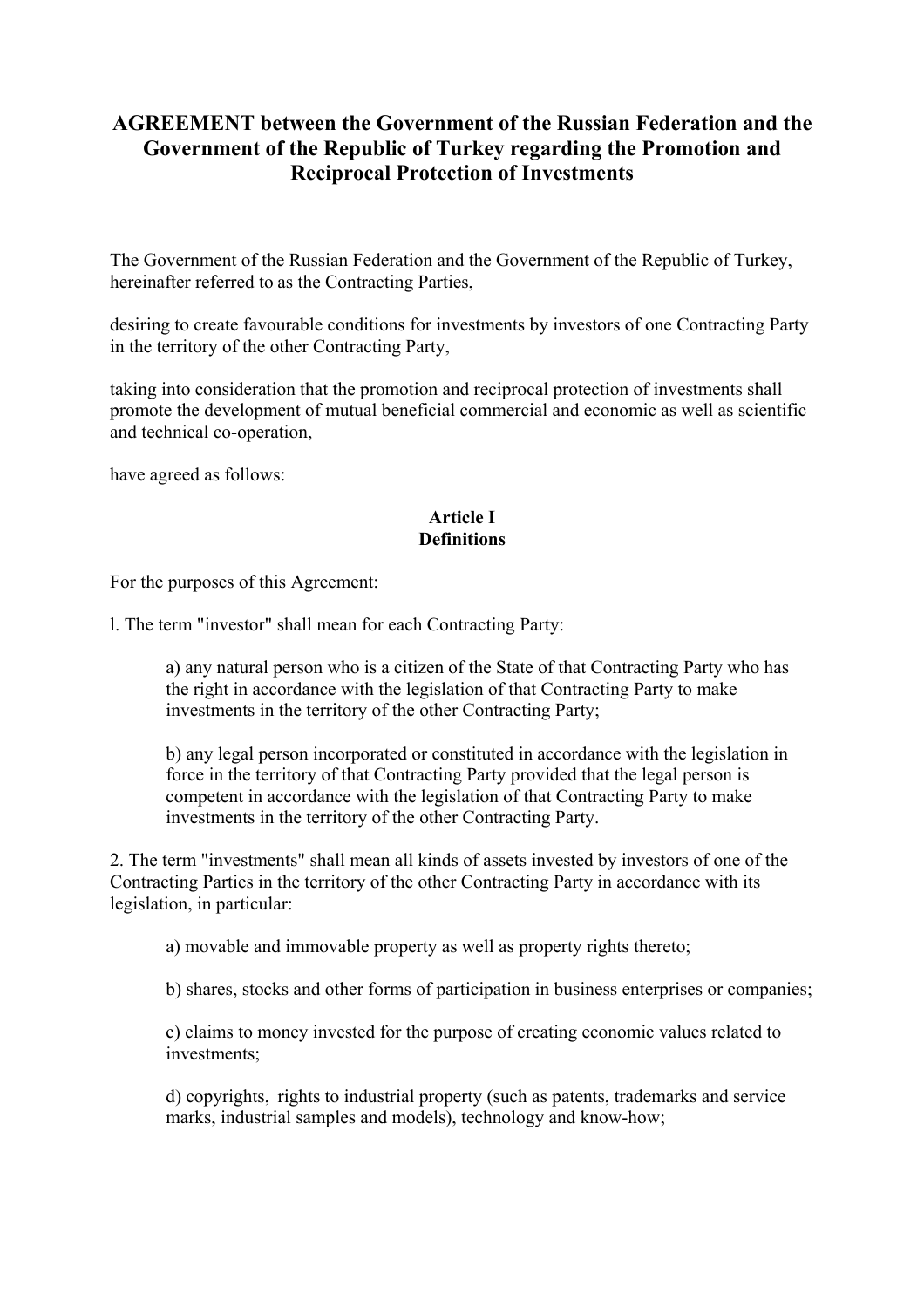# AGREEMENT between the Government of the Russian Federation and the Government of the Republic of Turkey regarding the Promotion and Reciprocal Protection of Investments

The Government of the Russian Federation and the Government of the Republic of Turkey, hereinafter referred to as the Contracting Parties,

desiring to create favourable conditions for investments by investors of one Contracting Party in the territory of the other Contracting Party,

taking into consideration that the promotion and reciprocal protection of investments shall promote the development of mutual beneficial commercial and economic as well as scientific and technical co-operation,

have agreed as follows:

## Article I
## Definitions

For the purposes of this Agreement:

l. The term "investor" shall mean for each Contracting Party:

> a) any natural person who is a citizen of the State of that Contracting Party who has the right in accordance with the legislation of that Contracting Party to make investments in the territory of the other Contracting Party;
>
> b) any legal person incorporated or constituted in accordance with the legislation in force in the territory of that Contracting Party provided that the legal person is competent in accordance with the legislation of that Contracting Party to make investments in the territory of the other Contracting Party.

2. The term "investments" shall mean all kinds of assets invested by investors of one of the Contracting Parties in the territory of the other Contracting Party in accordance with its legislation, in particular:

> a) movable and immovable property as well as property rights thereto;
>
> b) shares, stocks and other forms of participation in business enterprises or companies;
>
> c) claims to money invested for the purpose of creating economic values related to investments;
>
> d) copyrights, rights to industrial property (such as patents, trademarks and service marks, industrial samples and models), technology and know-how;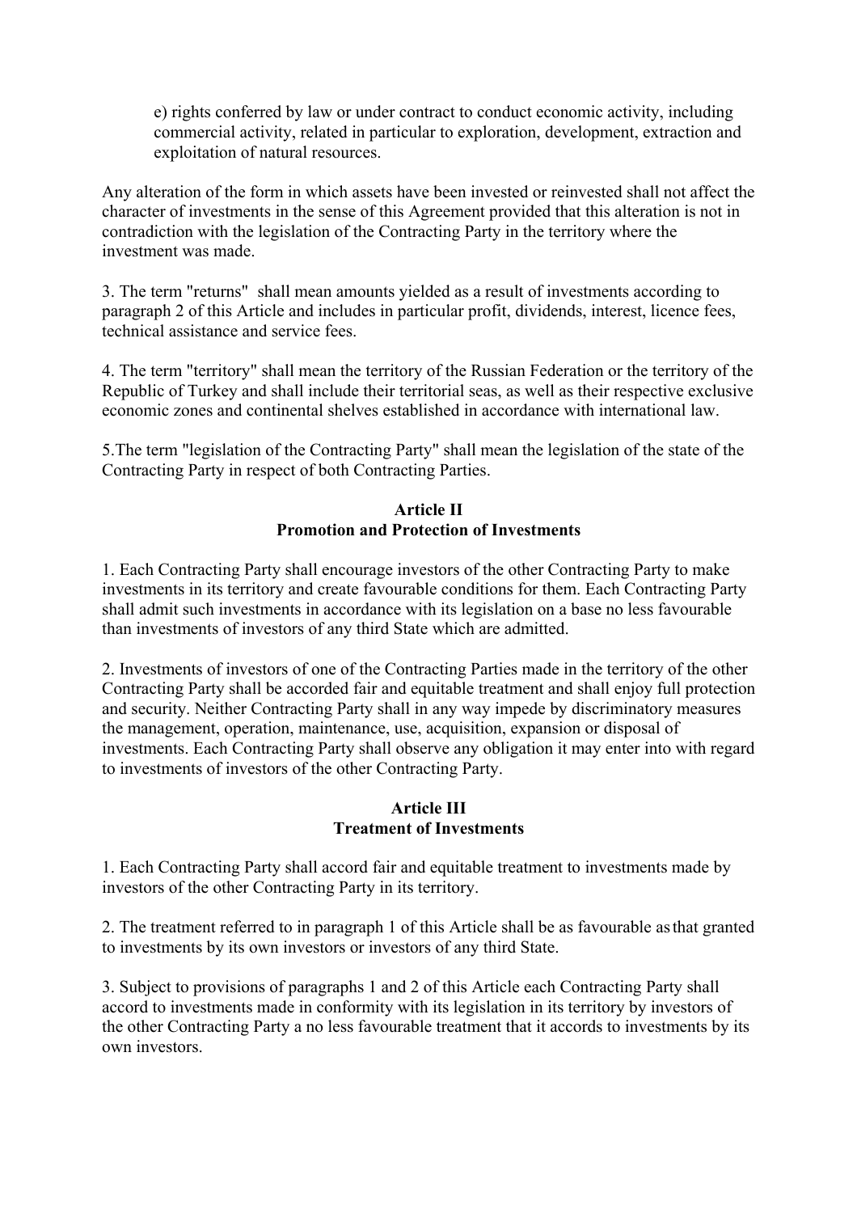e) rights conferred by law or under contract to conduct economic activity, including commercial activity, related in particular to exploration, development, extraction and exploitation of natural resources.

Any alteration of the form in which assets have been invested or reinvested shall not affect the character of investments in the sense of this Agreement provided that this alteration is not in contradiction with the legislation of the Contracting Party in the territory where the investment was made.

3. The term "returns" shall mean amounts yielded as a result of investments according to paragraph 2 of this Article and includes in particular profit, dividends, interest, licence fees, technical assistance and service fees.

4. The term "territory" shall mean the territory of the Russian Federation or the territory of the Republic of Turkey and shall include their territorial seas, as well as their respective exclusive economic zones and continental shelves established in accordance with international law.

5.The term "legislation of the Contracting Party" shall mean the legislation of the state of the Contracting Party in respect of both Contracting Parties.

## Article II
## Promotion and Protection of Investments

1. Each Contracting Party shall encourage investors of the other Contracting Party to make investments in its territory and create favourable conditions for them. Each Contracting Party shall admit such investments in accordance with its legislation on a base no less favourable than investments of investors of any third State which are admitted.

2. Investments of investors of one of the Contracting Parties made in the territory of the other Contracting Party shall be accorded fair and equitable treatment and shall enjoy full protection and security. Neither Contracting Party shall in any way impede by discriminatory measures the management, operation, maintenance, use, acquisition, expansion or disposal of investments. Each Contracting Party shall observe any obligation it may enter into with regard to investments of investors of the other Contracting Party.

## Article III
## Treatment of Investments

1. Each Contracting Party shall accord fair and equitable treatment to investments made by investors of the other Contracting Party in its territory.

2. The treatment referred to in paragraph 1 of this Article shall be as favourable as that granted to investments by its own investors or investors of any third State.

3. Subject to provisions of paragraphs 1 and 2 of this Article each Contracting Party shall accord to investments made in conformity with its legislation in its territory by investors of the other Contracting Party a no less favourable treatment that it accords to investments by its own investors.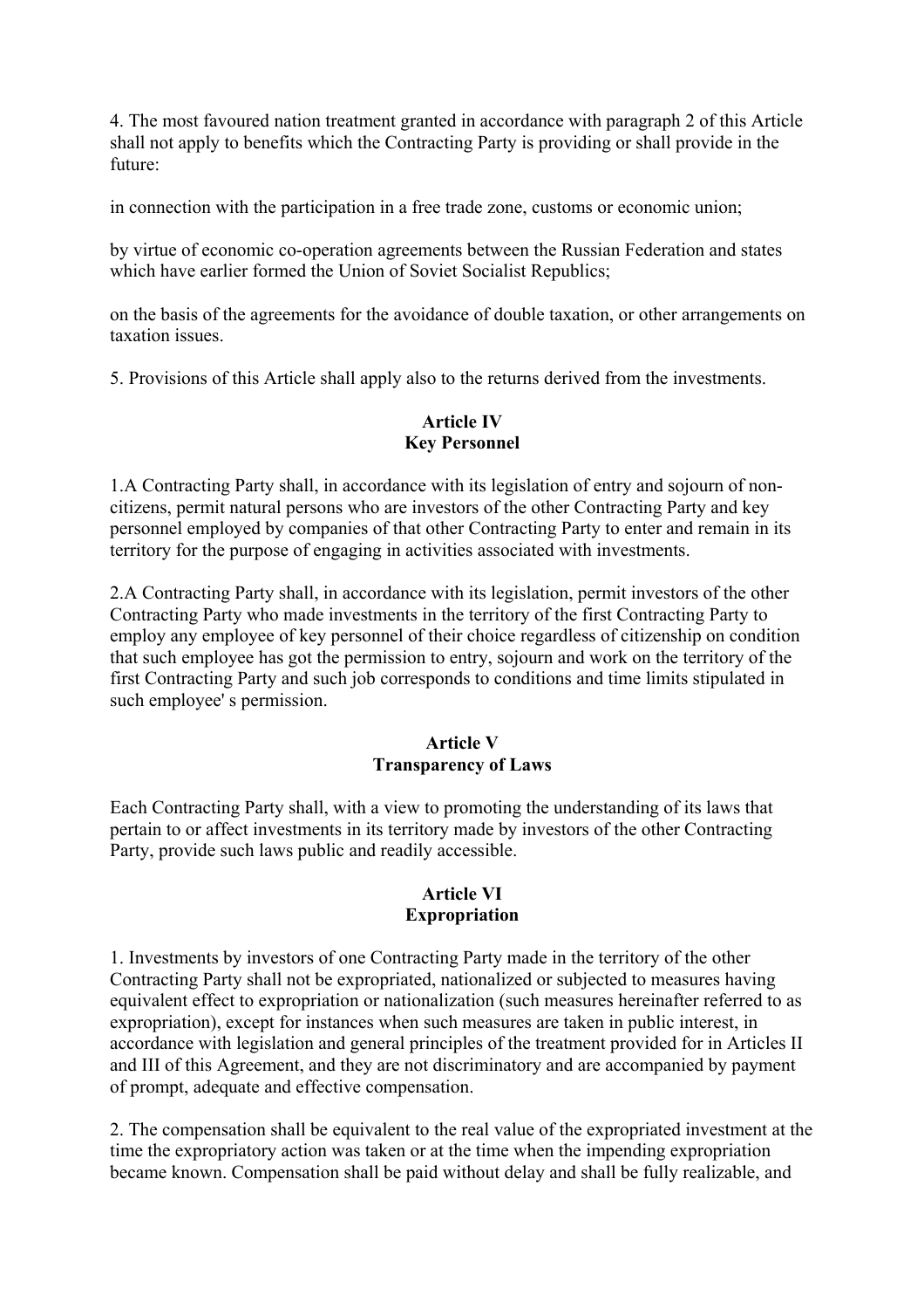4. The most favoured nation treatment granted in accordance with paragraph 2 of this Article shall not apply to benefits which the Contracting Party is providing or shall provide in the future:

in connection with the participation in a free trade zone, customs or economic union;

by virtue of economic co-operation agreements between the Russian Federation and states which have earlier formed the Union of Soviet Socialist Republics;

on the basis of the agreements for the avoidance of double taxation, or other arrangements on taxation issues.

5. Provisions of this Article shall apply also to the returns derived from the investments.

### Article IV
### Key Personnel

1.A Contracting Party shall, in accordance with its legislation of entry and sojourn of non-citizens, permit natural persons who are investors of the other Contracting Party and key personnel employed by companies of that other Contracting Party to enter and remain in its territory for the purpose of engaging in activities associated with investments.

2.A Contracting Party shall, in accordance with its legislation, permit investors of the other Contracting Party who made investments in the territory of the first Contracting Party to employ any employee of key personnel of their choice regardless of citizenship on condition that such employee has got the permission to entry, sojourn and work on the territory of the first Contracting Party and such job corresponds to conditions and time limits stipulated in such employee' s permission.

### Article V
### Transparency of Laws

Each Contracting Party shall, with a view to promoting the understanding of its laws that pertain to or affect investments in its territory made by investors of the other Contracting Party, provide such laws public and readily accessible.

### Article VI
### Expropriation

1. Investments by investors of one Contracting Party made in the territory of the other Contracting Party shall not be expropriated, nationalized or subjected to measures having equivalent effect to expropriation or nationalization (such measures hereinafter referred to as expropriation), except for instances when such measures are taken in public interest, in accordance with legislation and general principles of the treatment provided for in Articles II and III of this Agreement, and they are not discriminatory and are accompanied by payment of prompt, adequate and effective compensation.

2. The compensation shall be equivalent to the real value of the expropriated investment at the time the expropriatory action was taken or at the time when the impending expropriation became known. Compensation shall be paid without delay and shall be fully realizable, and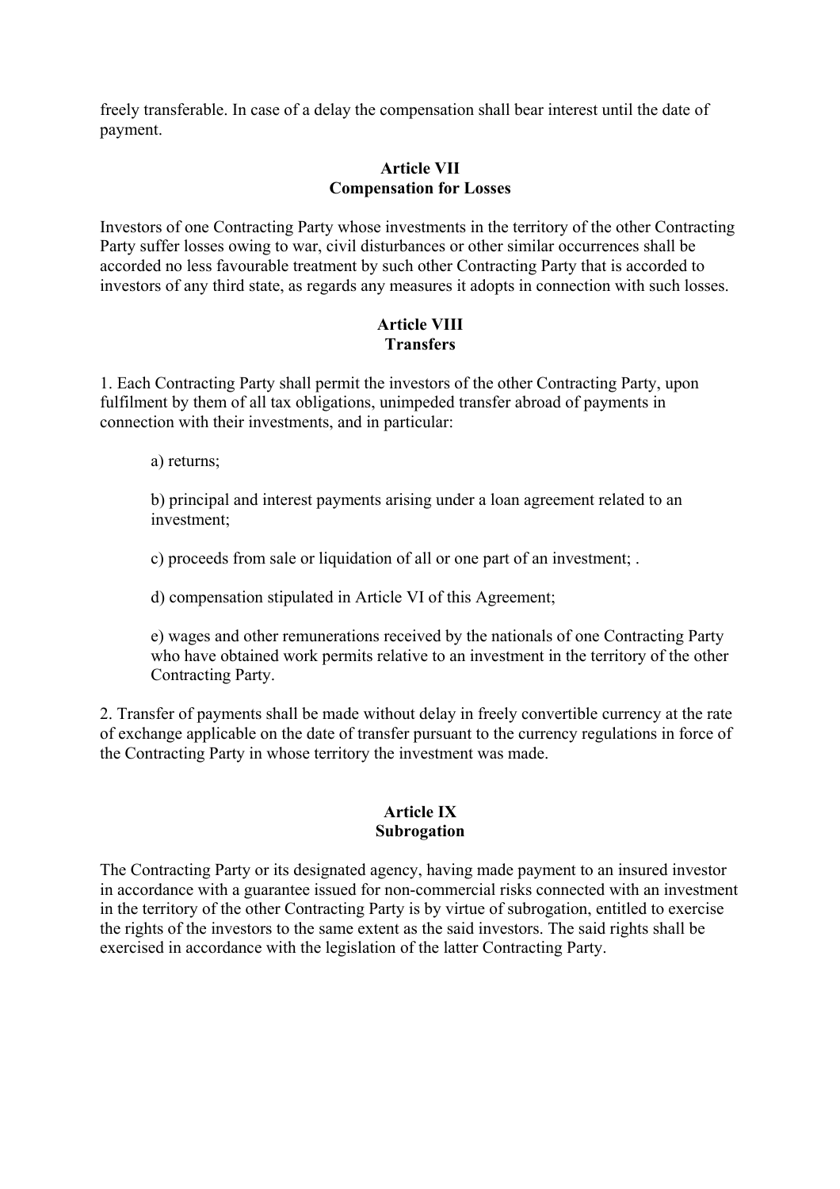freely transferable. In case of a delay the compensation shall bear interest until the date of payment.

### Article VII
### Compensation for Losses

Investors of one Contracting Party whose investments in the territory of the other Contracting Party suffer losses owing to war, civil disturbances or other similar occurrences shall be accorded no less favourable treatment by such other Contracting Party that is accorded to investors of any third state, as regards any measures it adopts in connection with such losses.

### Article VIII
### Transfers

1. Each Contracting Party shall permit the investors of the other Contracting Party, upon fulfilment by them of all tax obligations, unimpeded transfer abroad of payments in connection with their investments, and in particular:

   a) returns;

   b) principal and interest payments arising under a loan agreement related to an investment;

   c) proceeds from sale or liquidation of all or one part of an investment; .

   d) compensation stipulated in Article VI of this Agreement;

   e) wages and other remunerations received by the nationals of one Contracting Party who have obtained work permits relative to an investment in the territory of the other Contracting Party.

2. Transfer of payments shall be made without delay in freely convertible currency at the rate of exchange applicable on the date of transfer pursuant to the currency regulations in force of the Contracting Party in whose territory the investment was made.

### Article IX
### Subrogation

The Contracting Party or its designated agency, having made payment to an insured investor in accordance with a guarantee issued for non-commercial risks connected with an investment in the territory of the other Contracting Party is by virtue of subrogation, entitled to exercise the rights of the investors to the same extent as the said investors. The said rights shall be exercised in accordance with the legislation of the latter Contracting Party.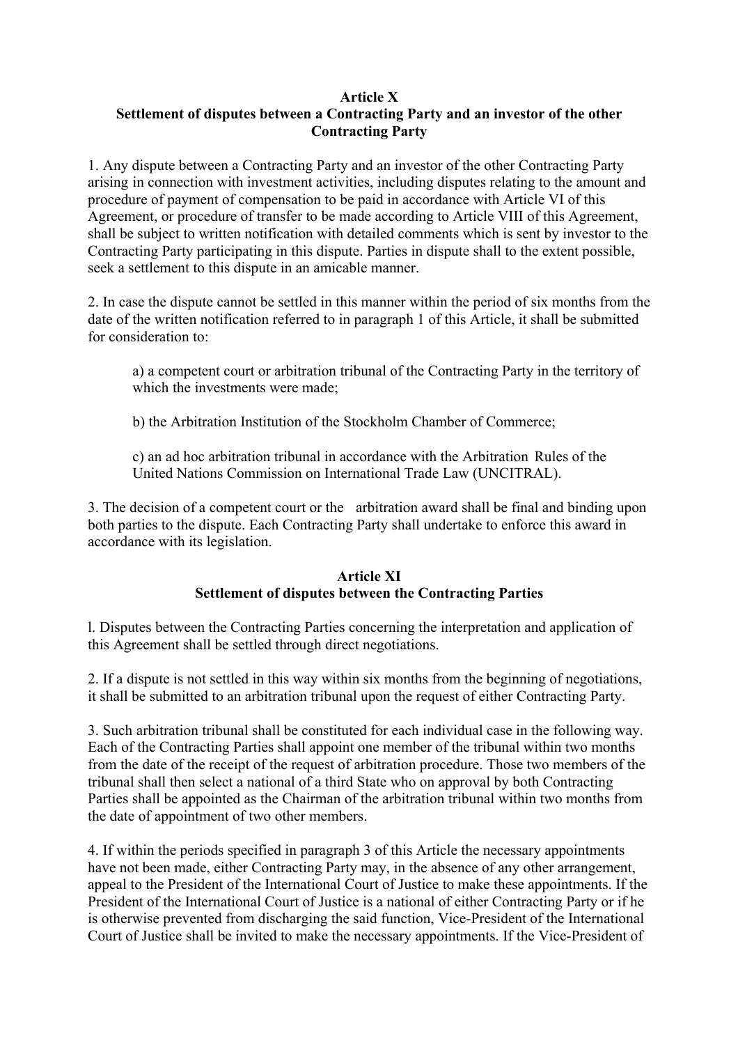**Article X**
**Settlement of disputes between a Contracting Party and an investor of the other Contracting Party**

1. Any dispute between a Contracting Party and an investor of the other Contracting Party arising in connection with investment activities, including disputes relating to the amount and procedure of payment of compensation to be paid in accordance with Article VI of this Agreement, or procedure of transfer to be made according to Article VIII of this Agreement, shall be subject to written notification with detailed comments which is sent by investor to the Contracting Party participating in this dispute. Parties in dispute shall to the extent possible, seek a settlement to this dispute in an amicable manner.

2. In case the dispute cannot be settled in this manner within the period of six months from the date of the written notification referred to in paragraph 1 of this Article, it shall be submitted for consideration to:

   a) a competent court or arbitration tribunal of the Contracting Party in the territory of which the investments were made;

   b) the Arbitration Institution of the Stockholm Chamber of Commerce;

   c) an ad hoc arbitration tribunal in accordance with the Arbitration Rules of the United Nations Commission on International Trade Law (UNCITRAL).

3. The decision of a competent court or the arbitration award shall be final and binding upon both parties to the dispute. Each Contracting Party shall undertake to enforce this award in accordance with its legislation.

**Article XI**
**Settlement of disputes between the Contracting Parties**

1. Disputes between the Contracting Parties concerning the interpretation and application of this Agreement shall be settled through direct negotiations.

2. If a dispute is not settled in this way within six months from the beginning of negotiations, it shall be submitted to an arbitration tribunal upon the request of either Contracting Party.

3. Such arbitration tribunal shall be constituted for each individual case in the following way. Each of the Contracting Parties shall appoint one member of the tribunal within two months from the date of the receipt of the request of arbitration procedure. Those two members of the tribunal shall then select a national of a third State who on approval by both Contracting Parties shall be appointed as the Chairman of the arbitration tribunal within two months from the date of appointment of two other members.

4. If within the periods specified in paragraph 3 of this Article the necessary appointments have not been made, either Contracting Party may, in the absence of any other arrangement, appeal to the President of the International Court of Justice to make these appointments. If the President of the International Court of Justice is a national of either Contracting Party or if he is otherwise prevented from discharging the said function, Vice-President of the International Court of Justice shall be invited to make the necessary appointments. If the Vice-President of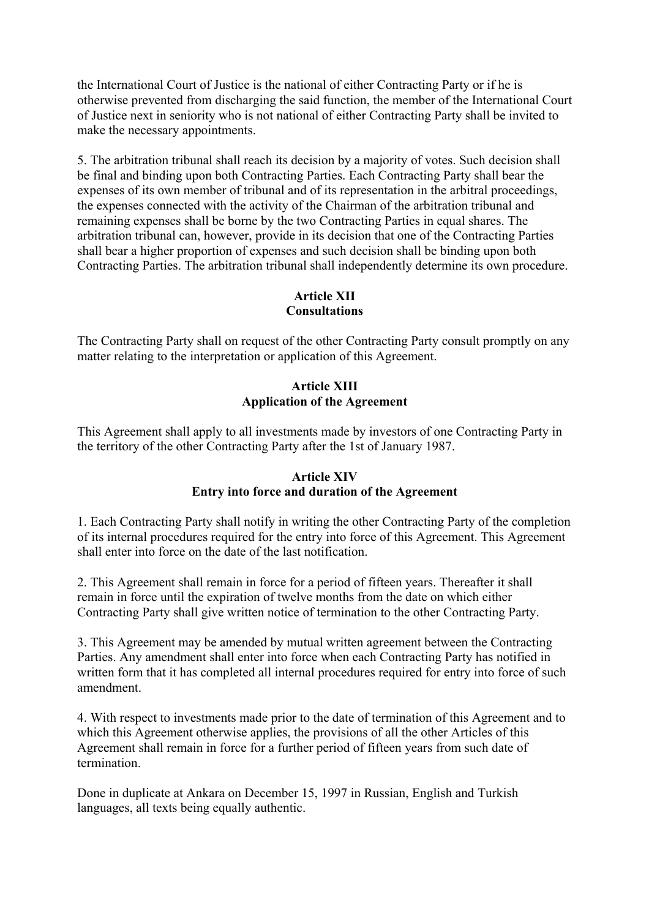the International Court of Justice is the national of either Contracting Party or if he is otherwise prevented from discharging the said function, the member of the International Court of Justice next in seniority who is not national of either Contracting Party shall be invited to make the necessary appointments.

5. The arbitration tribunal shall reach its decision by a majority of votes. Such decision shall be final and binding upon both Contracting Parties. Each Contracting Party shall bear the expenses of its own member of tribunal and of its representation in the arbitral proceedings, the expenses connected with the activity of the Chairman of the arbitration tribunal and remaining expenses shall be borne by the two Contracting Parties in equal shares. The arbitration tribunal can, however, provide in its decision that one of the Contracting Parties shall bear a higher proportion of expenses and such decision shall be binding upon both Contracting Parties. The arbitration tribunal shall independently determine its own procedure.

**Article XII**
**Consultations**

The Contracting Party shall on request of the other Contracting Party consult promptly on any matter relating to the interpretation or application of this Agreement.

**Article XIII**
**Application of the Agreement**

This Agreement shall apply to all investments made by investors of one Contracting Party in the territory of the other Contracting Party after the 1st of January 1987.

**Article XIV**
**Entry into force and duration of the Agreement**

1. Each Contracting Party shall notify in writing the other Contracting Party of the completion of its internal procedures required for the entry into force of this Agreement. This Agreement shall enter into force on the date of the last notification.

2. This Agreement shall remain in force for a period of fifteen years. Thereafter it shall remain in force until the expiration of twelve months from the date on which either Contracting Party shall give written notice of termination to the other Contracting Party.

3. This Agreement may be amended by mutual written agreement between the Contracting Parties. Any amendment shall enter into force when each Contracting Party has notified in written form that it has completed all internal procedures required for entry into force of such amendment.

4. With respect to investments made prior to the date of termination of this Agreement and to which this Agreement otherwise applies, the provisions of all the other Articles of this Agreement shall remain in force for a further period of fifteen years from such date of termination.

Done in duplicate at Ankara on December 15, 1997 in Russian, English and Turkish languages, all texts being equally authentic.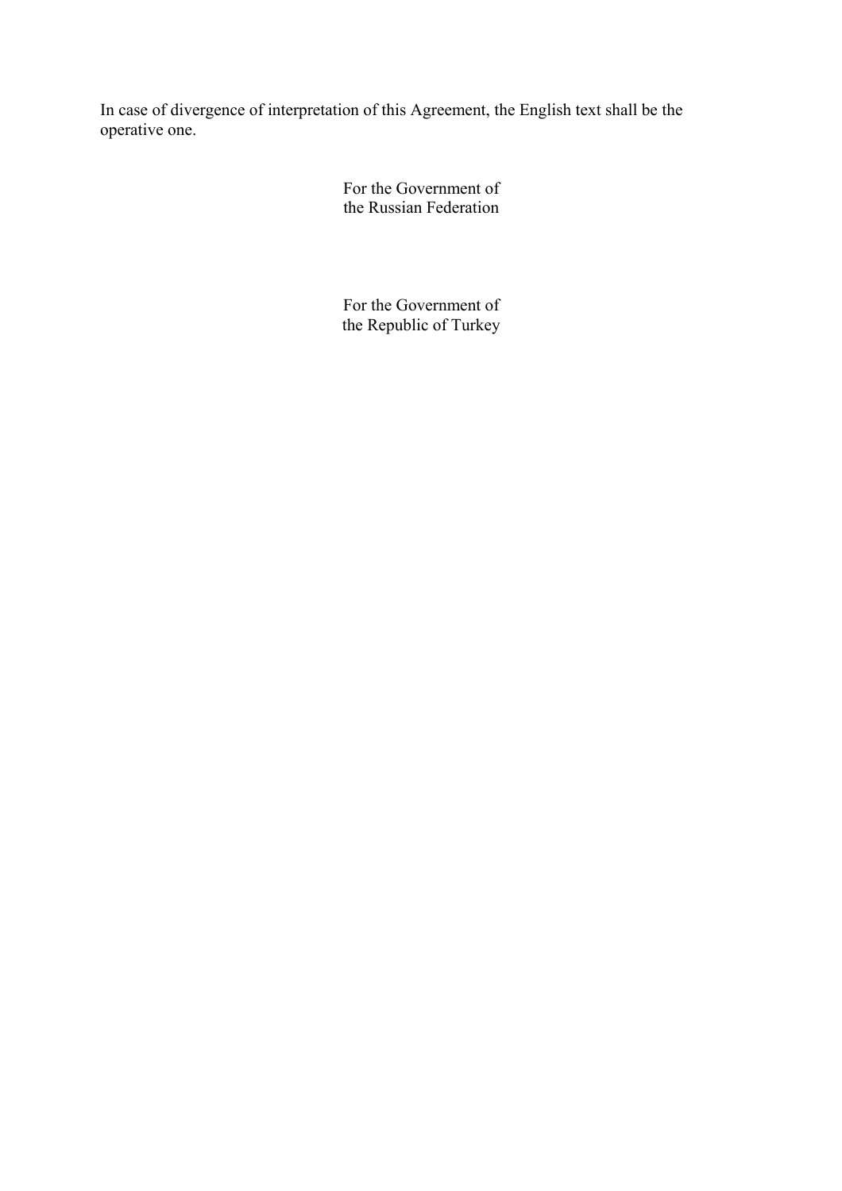In case of divergence of interpretation of this Agreement, the English text shall be the operative one.

For the Government of
the Russian Federation

For the Government of
the Republic of Turkey